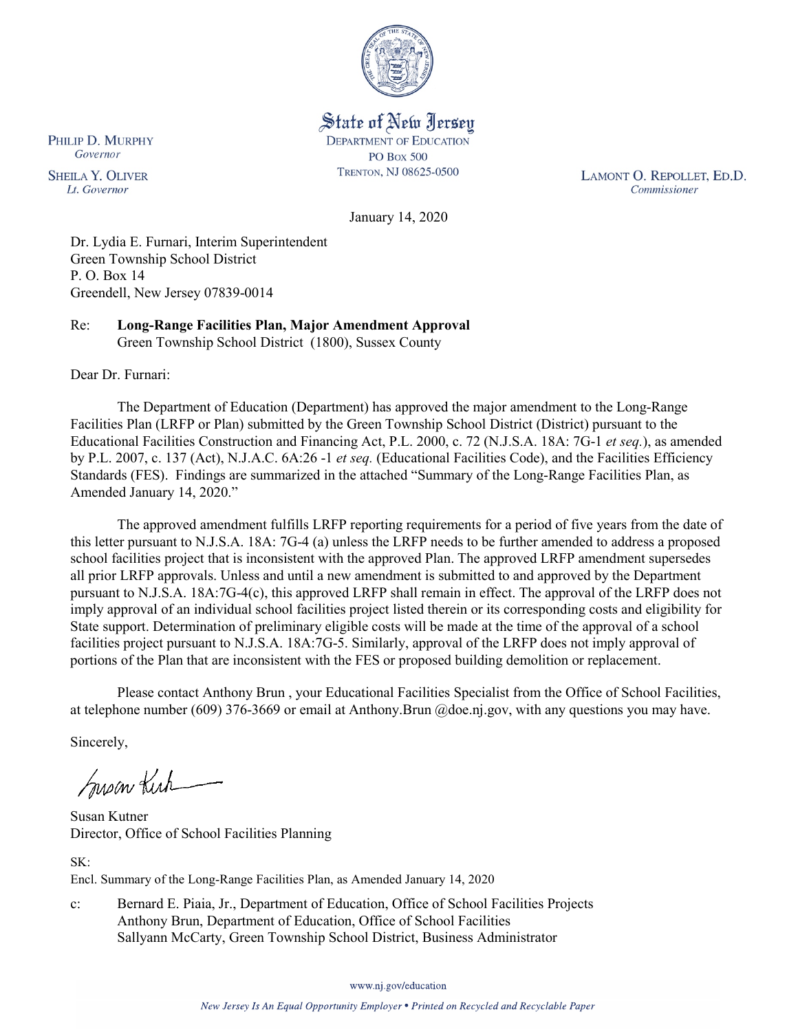State of New Jersey
DEPARTMENT OF EDUCATION
PO BOX 500
TRENTON, NJ 08625-0500

PHILIP D. MURPHY
*Governor*

SHEILA Y. OLIVER
*Lt. Governor*

LAMONT O. REPOLLET, ED.D.
*Commissioner*

January 14, 2020

Dr. Lydia E. Furnari, Interim Superintendent
Green Township School District
P. O. Box 14
Greendell, New Jersey 07839-0014

Re: **Long-Range Facilities Plan, Major Amendment Approval**
Green Township School District (1800), Sussex County

Dear Dr. Furnari:

The Department of Education (Department) has approved the major amendment to the Long-Range Facilities Plan (LRFP or Plan) submitted by the Green Township School District (District) pursuant to the Educational Facilities Construction and Financing Act, P.L. 2000, c. 72 (N.J.S.A. 18A: 7G-1 *et seq.*), as amended by P.L. 2007, c. 137 (Act), N.J.A.C. 6A:26 -1 *et seq.* (Educational Facilities Code), and the Facilities Efficiency Standards (FES). Findings are summarized in the attached "Summary of the Long-Range Facilities Plan, as Amended January 14, 2020."

The approved amendment fulfills LRFP reporting requirements for a period of five years from the date of this letter pursuant to N.J.S.A. 18A: 7G-4 (a) unless the LRFP needs to be further amended to address a proposed school facilities project that is inconsistent with the approved Plan. The approved LRFP amendment supersedes all prior LRFP approvals. Unless and until a new amendment is submitted to and approved by the Department pursuant to N.J.S.A. 18A:7G-4(c), this approved LRFP shall remain in effect. The approval of the LRFP does not imply approval of an individual school facilities project listed therein or its corresponding costs and eligibility for State support. Determination of preliminary eligible costs will be made at the time of the approval of a school facilities project pursuant to N.J.S.A. 18A:7G-5. Similarly, approval of the LRFP does not imply approval of portions of the Plan that are inconsistent with the FES or proposed building demolition or replacement.

Please contact Anthony Brun , your Educational Facilities Specialist from the Office of School Facilities, at telephone number (609) 376-3669 or email at Anthony.Brun @doe.nj.gov, with any questions you may have.

Sincerely,

Susan Kutner
Director, Office of School Facilities Planning

SK:
Encl. Summary of the Long-Range Facilities Plan, as Amended January 14, 2020

c: Bernard E. Piaia, Jr., Department of Education, Office of School Facilities Projects
Anthony Brun, Department of Education, Office of School Facilities
Sallyann McCarty, Green Township School District, Business Administrator

www.nj.gov/education

*New Jersey Is An Equal Opportunity Employer • Printed on Recycled and Recyclable Paper*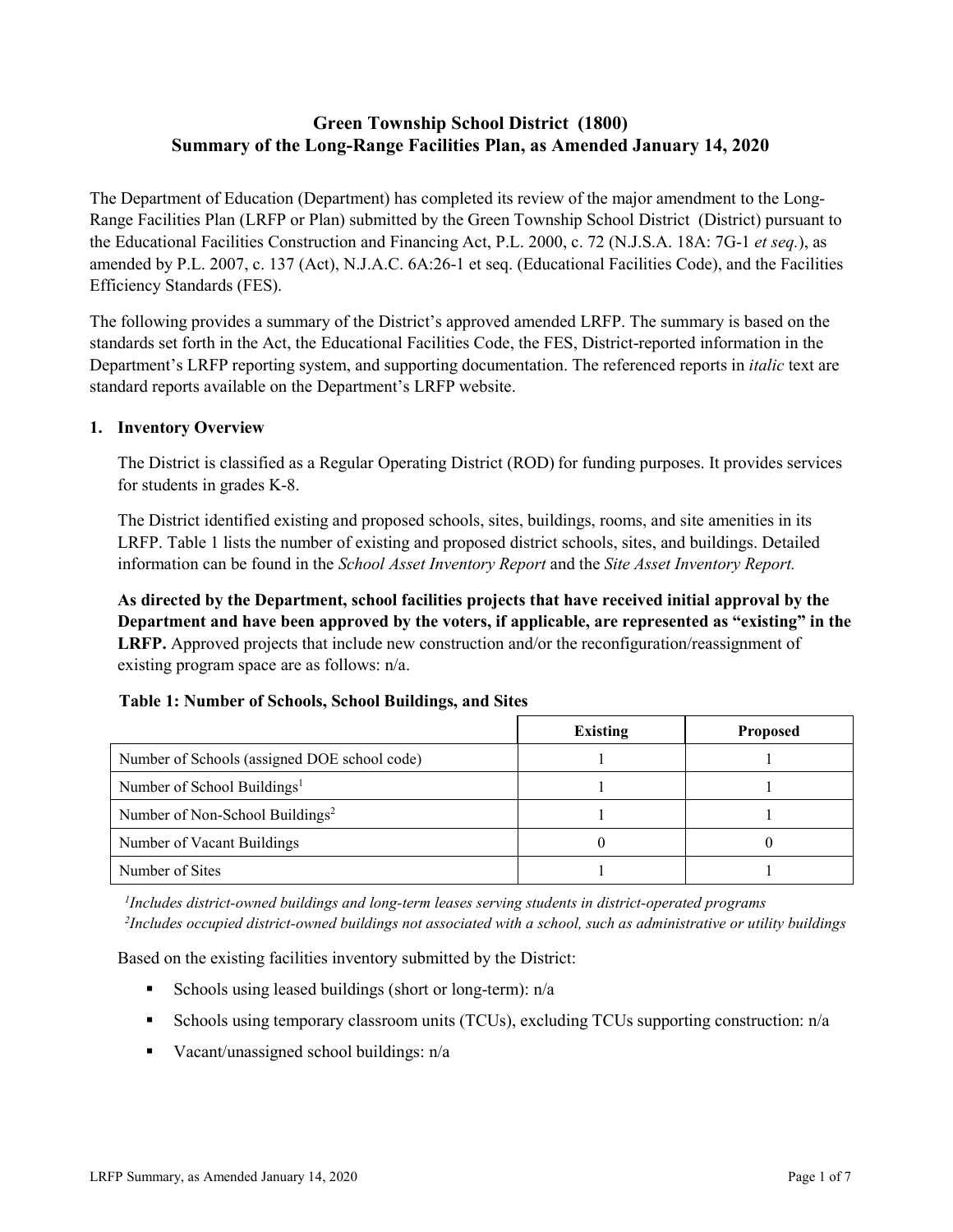## Green Township School District (1800)
## Summary of the Long-Range Facilities Plan, as Amended January 14, 2020

The Department of Education (Department) has completed its review of the major amendment to the Long-Range Facilities Plan (LRFP or Plan) submitted by the Green Township School District (District) pursuant to the Educational Facilities Construction and Financing Act, P.L. 2000, c. 72 (N.J.S.A. 18A: 7G-1 *et seq.*), as amended by P.L. 2007, c. 137 (Act), N.J.A.C. 6A:26-1 et seq. (Educational Facilities Code), and the Facilities Efficiency Standards (FES).

The following provides a summary of the District's approved amended LRFP. The summary is based on the standards set forth in the Act, the Educational Facilities Code, the FES, District-reported information in the Department's LRFP reporting system, and supporting documentation. The referenced reports in *italic* text are standard reports available on the Department's LRFP website.

### 1. Inventory Overview

The District is classified as a Regular Operating District (ROD) for funding purposes. It provides services for students in grades K-8.

The District identified existing and proposed schools, sites, buildings, rooms, and site amenities in its LRFP. Table 1 lists the number of existing and proposed district schools, sites, and buildings. Detailed information can be found in the *School Asset Inventory Report* and the *Site Asset Inventory Report.*

**As directed by the Department, school facilities projects that have received initial approval by the Department and have been approved by the voters, if applicable, are represented as "existing" in the LRFP.** Approved projects that include new construction and/or the reconfiguration/reassignment of existing program space are as follows: n/a.

**Table 1: Number of Schools, School Buildings, and Sites**

| | Existing | Proposed |
|---|---|---|
| Number of Schools (assigned DOE school code) | 1 | 1 |
| Number of School Buildings[1] | 1 | 1 |
| Number of Non-School Buildings[2] | 1 | 1 |
| Number of Vacant Buildings | 0 | 0 |
| Number of Sites | 1 | 1 |

*[1]Includes district-owned buildings and long-term leases serving students in district-operated programs*
*[2]Includes occupied district-owned buildings not associated with a school, such as administrative or utility buildings*

Based on the existing facilities inventory submitted by the District:

- Schools using leased buildings (short or long-term): n/a
- Schools using temporary classroom units (TCUs), excluding TCUs supporting construction: n/a
- Vacant/unassigned school buildings: n/a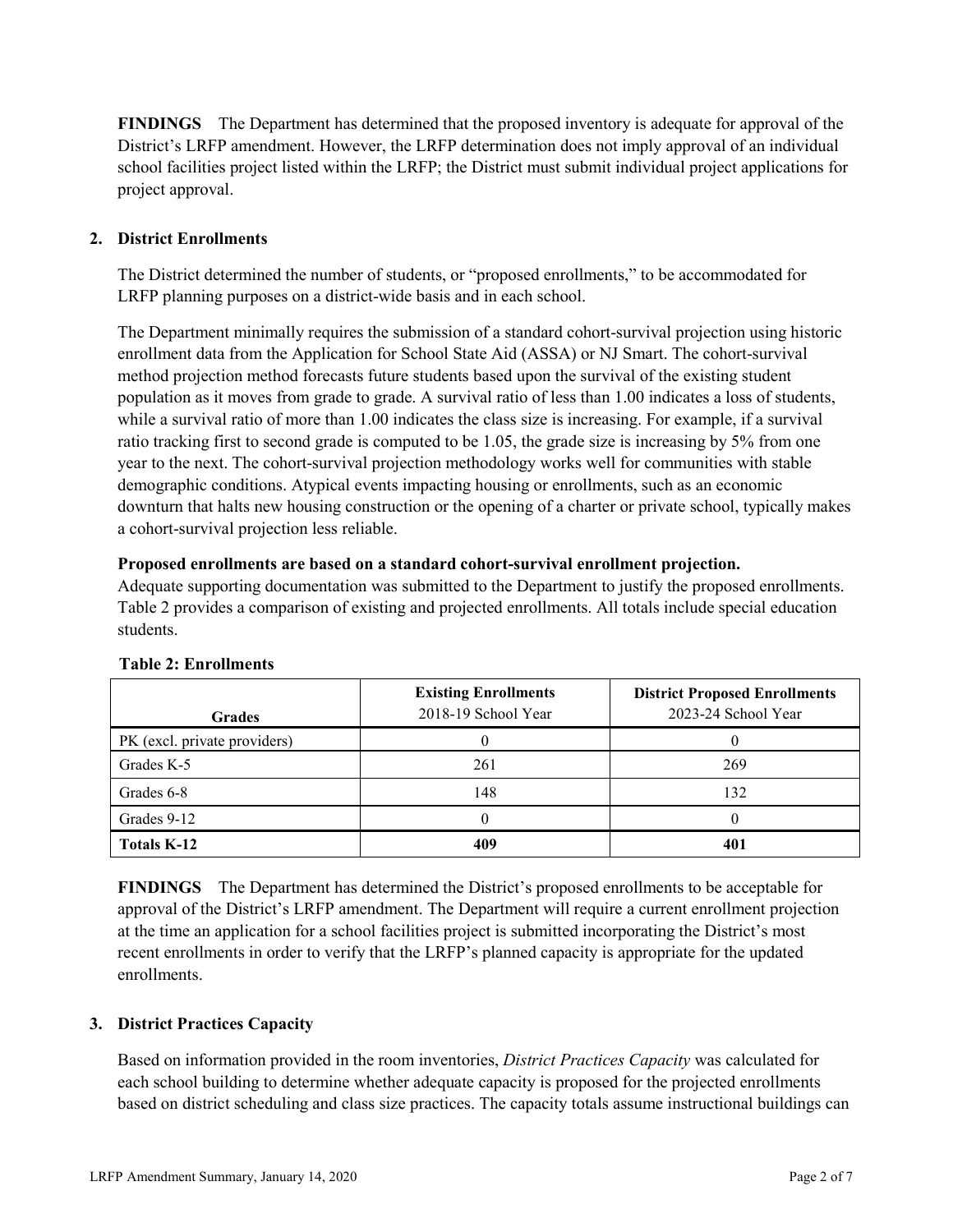**FINDINGS** The Department has determined that the proposed inventory is adequate for approval of the District's LRFP amendment. However, the LRFP determination does not imply approval of an individual school facilities project listed within the LRFP; the District must submit individual project applications for project approval.

## 2. District Enrollments

The District determined the number of students, or "proposed enrollments," to be accommodated for LRFP planning purposes on a district-wide basis and in each school.

The Department minimally requires the submission of a standard cohort-survival projection using historic enrollment data from the Application for School State Aid (ASSA) or NJ Smart. The cohort-survival method projection method forecasts future students based upon the survival of the existing student population as it moves from grade to grade. A survival ratio of less than 1.00 indicates a loss of students, while a survival ratio of more than 1.00 indicates the class size is increasing. For example, if a survival ratio tracking first to second grade is computed to be 1.05, the grade size is increasing by 5% from one year to the next. The cohort-survival projection methodology works well for communities with stable demographic conditions. Atypical events impacting housing or enrollments, such as an economic downturn that halts new housing construction or the opening of a charter or private school, typically makes a cohort-survival projection less reliable.

**Proposed enrollments are based on a standard cohort-survival enrollment projection.**
Adequate supporting documentation was submitted to the Department to justify the proposed enrollments. Table 2 provides a comparison of existing and projected enrollments. All totals include special education students.

**Table 2: Enrollments**

| Grades | **Existing Enrollments** 2018-19 School Year | **District Proposed Enrollments** 2023-24 School Year |
|---|---|---|
| PK (excl. private providers) | 0 | 0 |
| Grades K-5 | 261 | 269 |
| Grades 6-8 | 148 | 132 |
| Grades 9-12 | 0 | 0 |
| **Totals K-12** | **409** | **401** |

**FINDINGS** The Department has determined the District's proposed enrollments to be acceptable for approval of the District's LRFP amendment. The Department will require a current enrollment projection at the time an application for a school facilities project is submitted incorporating the District's most recent enrollments in order to verify that the LRFP's planned capacity is appropriate for the updated enrollments.

## 3. District Practices Capacity

Based on information provided in the room inventories, *District Practices Capacity* was calculated for each school building to determine whether adequate capacity is proposed for the projected enrollments based on district scheduling and class size practices. The capacity totals assume instructional buildings can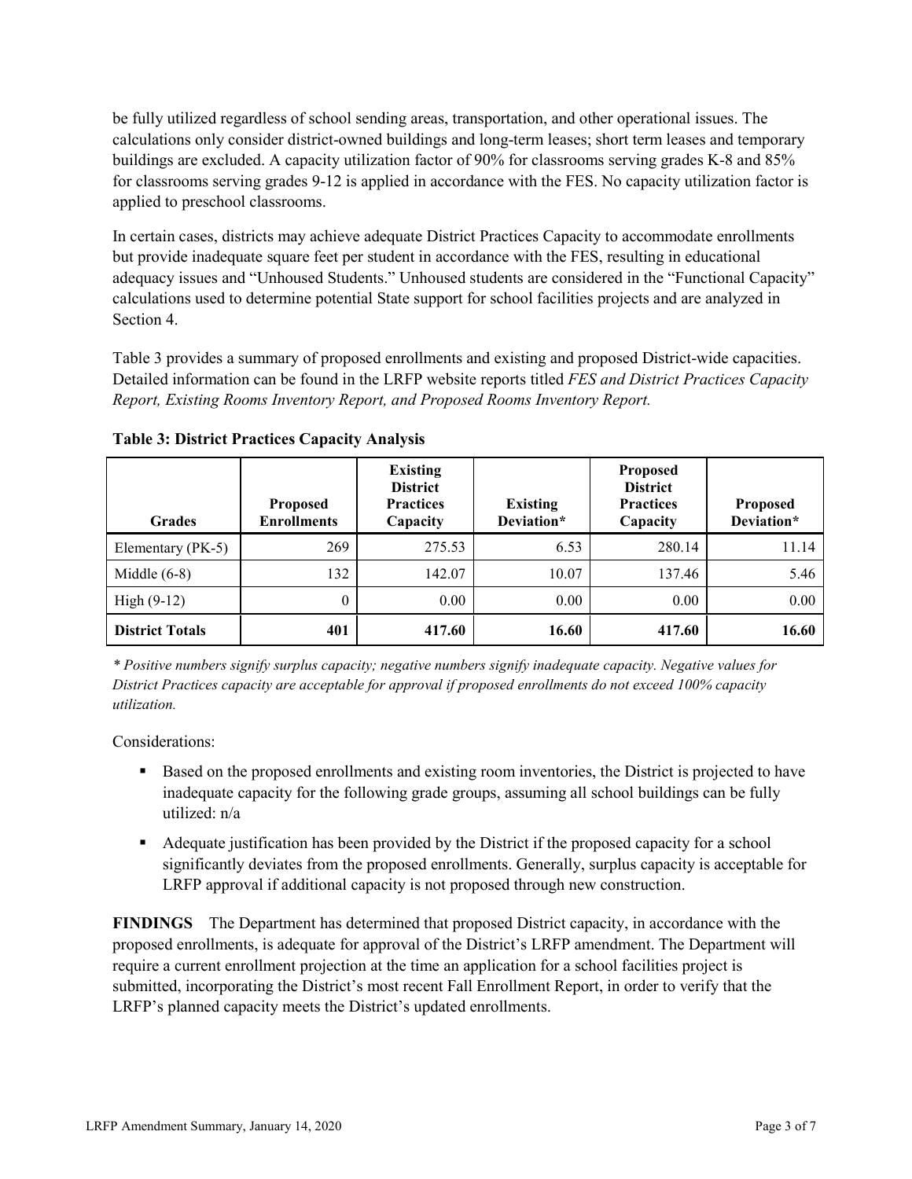be fully utilized regardless of school sending areas, transportation, and other operational issues. The calculations only consider district-owned buildings and long-term leases; short term leases and temporary buildings are excluded. A capacity utilization factor of 90% for classrooms serving grades K-8 and 85% for classrooms serving grades 9-12 is applied in accordance with the FES. No capacity utilization factor is applied to preschool classrooms.

In certain cases, districts may achieve adequate District Practices Capacity to accommodate enrollments but provide inadequate square feet per student in accordance with the FES, resulting in educational adequacy issues and "Unhoused Students." Unhoused students are considered in the "Functional Capacity" calculations used to determine potential State support for school facilities projects and are analyzed in Section 4.

Table 3 provides a summary of proposed enrollments and existing and proposed District-wide capacities. Detailed information can be found in the LRFP website reports titled *FES and District Practices Capacity Report, Existing Rooms Inventory Report, and Proposed Rooms Inventory Report.*

**Table 3: District Practices Capacity Analysis**

| Grades | Proposed Enrollments | Existing District Practices Capacity | Existing Deviation* | Proposed District Practices Capacity | Proposed Deviation* |
|---|---|---|---|---|---|
| Elementary (PK-5) | 269 | 275.53 | 6.53 | 280.14 | 11.14 |
| Middle (6-8) | 132 | 142.07 | 10.07 | 137.46 | 5.46 |
| High (9-12) | 0 | 0.00 | 0.00 | 0.00 | 0.00 |
| **District Totals** | **401** | **417.60** | **16.60** | **417.60** | **16.60** |

*\* Positive numbers signify surplus capacity; negative numbers signify inadequate capacity. Negative values for District Practices capacity are acceptable for approval if proposed enrollments do not exceed 100% capacity utilization.*

Considerations:

- Based on the proposed enrollments and existing room inventories, the District is projected to have inadequate capacity for the following grade groups, assuming all school buildings can be fully utilized: n/a
- Adequate justification has been provided by the District if the proposed capacity for a school significantly deviates from the proposed enrollments. Generally, surplus capacity is acceptable for LRFP approval if additional capacity is not proposed through new construction.

**FINDINGS** The Department has determined that proposed District capacity, in accordance with the proposed enrollments, is adequate for approval of the District's LRFP amendment. The Department will require a current enrollment projection at the time an application for a school facilities project is submitted, incorporating the District's most recent Fall Enrollment Report, in order to verify that the LRFP's planned capacity meets the District's updated enrollments.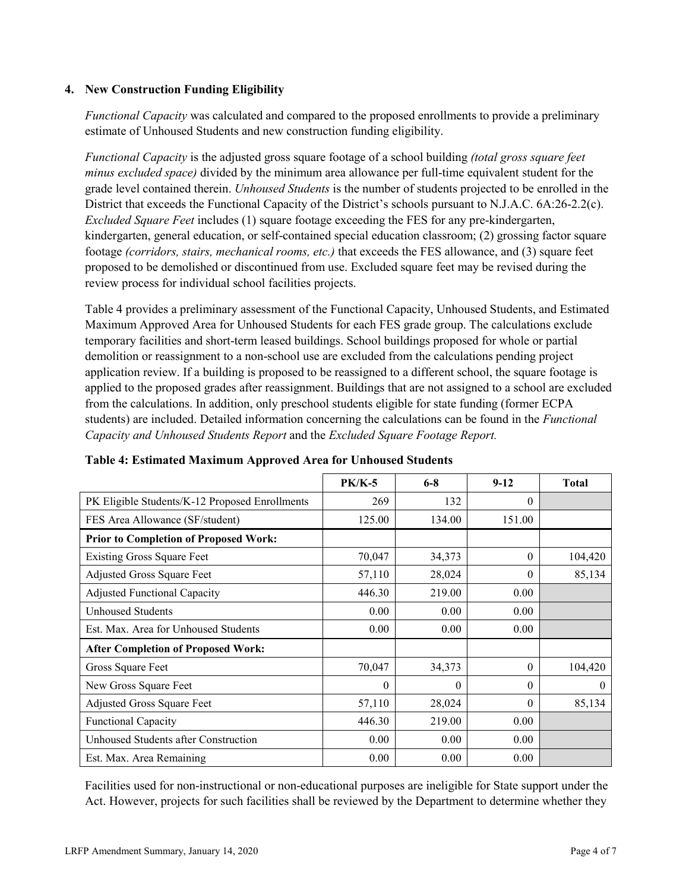### 4. New Construction Funding Eligibility

*Functional Capacity* was calculated and compared to the proposed enrollments to provide a preliminary estimate of Unhoused Students and new construction funding eligibility.

*Functional Capacity* is the adjusted gross square footage of a school building *(total gross square feet minus excluded space)* divided by the minimum area allowance per full-time equivalent student for the grade level contained therein. *Unhoused Students* is the number of students projected to be enrolled in the District that exceeds the Functional Capacity of the District's schools pursuant to N.J.A.C. 6A:26-2.2(c). *Excluded Square Feet* includes (1) square footage exceeding the FES for any pre-kindergarten, kindergarten, general education, or self-contained special education classroom; (2) grossing factor square footage *(corridors, stairs, mechanical rooms, etc.)* that exceeds the FES allowance, and (3) square feet proposed to be demolished or discontinued from use. Excluded square feet may be revised during the review process for individual school facilities projects.

Table 4 provides a preliminary assessment of the Functional Capacity, Unhoused Students, and Estimated Maximum Approved Area for Unhoused Students for each FES grade group. The calculations exclude temporary facilities and short-term leased buildings. School buildings proposed for whole or partial demolition or reassignment to a non-school use are excluded from the calculations pending project application review. If a building is proposed to be reassigned to a different school, the square footage is applied to the proposed grades after reassignment. Buildings that are not assigned to a school are excluded from the calculations. In addition, only preschool students eligible for state funding (former ECPA students) are included. Detailed information concerning the calculations can be found in the *Functional Capacity and Unhoused Students Report* and the *Excluded Square Footage Report.*

**Table 4: Estimated Maximum Approved Area for Unhoused Students**

| | PK/K-5 | 6-8 | 9-12 | Total |
|---|---|---|---|---|
| PK Eligible Students/K-12 Proposed Enrollments | 269 | 132 | 0 | |
| FES Area Allowance (SF/student) | 125.00 | 134.00 | 151.00 | |
| **Prior to Completion of Proposed Work:** | | | | |
| Existing Gross Square Feet | 70,047 | 34,373 | 0 | 104,420 |
| Adjusted Gross Square Feet | 57,110 | 28,024 | 0 | 85,134 |
| Adjusted Functional Capacity | 446.30 | 219.00 | 0.00 | |
| Unhoused Students | 0.00 | 0.00 | 0.00 | |
| Est. Max. Area for Unhoused Students | 0.00 | 0.00 | 0.00 | |
| **After Completion of Proposed Work:** | | | | |
| Gross Square Feet | 70,047 | 34,373 | 0 | 104,420 |
| New Gross Square Feet | 0 | 0 | 0 | 0 |
| Adjusted Gross Square Feet | 57,110 | 28,024 | 0 | 85,134 |
| Functional Capacity | 446.30 | 219.00 | 0.00 | |
| Unhoused Students after Construction | 0.00 | 0.00 | 0.00 | |
| Est. Max. Area Remaining | 0.00 | 0.00 | 0.00 | |

Facilities used for non-instructional or non-educational purposes are ineligible for State support under the Act. However, projects for such facilities shall be reviewed by the Department to determine whether they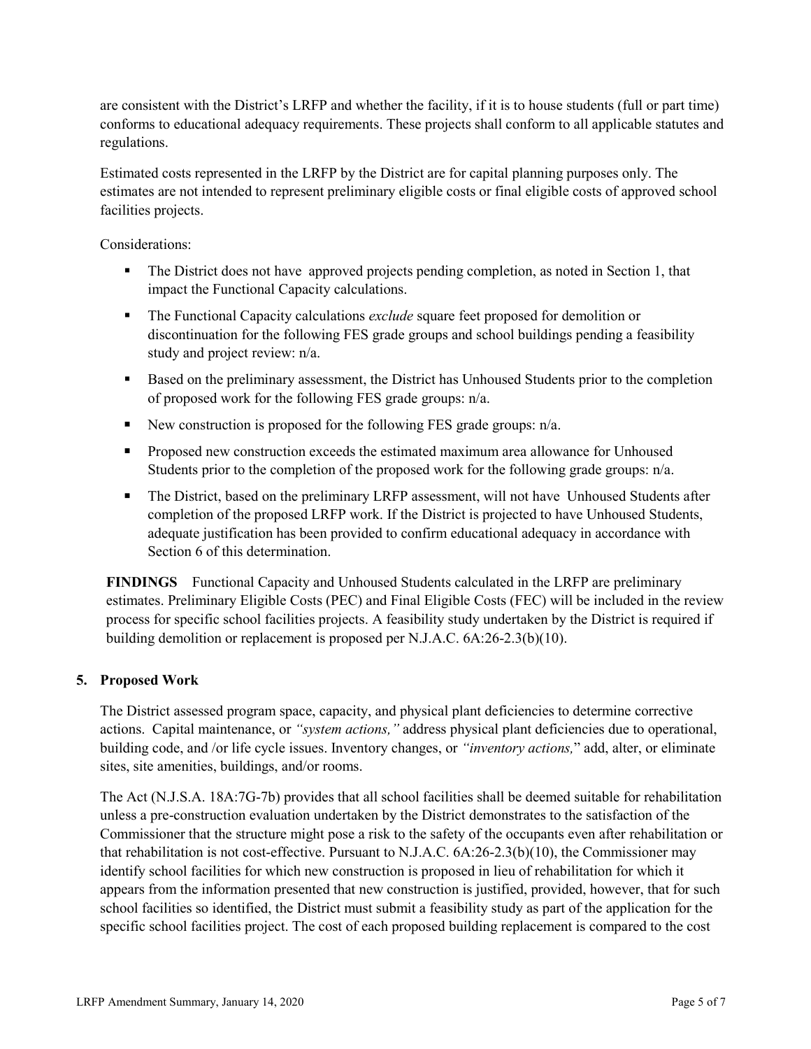are consistent with the District's LRFP and whether the facility, if it is to house students (full or part time) conforms to educational adequacy requirements. These projects shall conform to all applicable statutes and regulations.

Estimated costs represented in the LRFP by the District are for capital planning purposes only. The estimates are not intended to represent preliminary eligible costs or final eligible costs of approved school facilities projects.

Considerations:

- The District does not have approved projects pending completion, as noted in Section 1, that impact the Functional Capacity calculations.
- The Functional Capacity calculations *exclude* square feet proposed for demolition or discontinuation for the following FES grade groups and school buildings pending a feasibility study and project review: n/a.
- Based on the preliminary assessment, the District has Unhoused Students prior to the completion of proposed work for the following FES grade groups: n/a.
- New construction is proposed for the following FES grade groups: n/a.
- Proposed new construction exceeds the estimated maximum area allowance for Unhoused Students prior to the completion of the proposed work for the following grade groups: n/a.
- The District, based on the preliminary LRFP assessment, will not have Unhoused Students after completion of the proposed LRFP work. If the District is projected to have Unhoused Students, adequate justification has been provided to confirm educational adequacy in accordance with Section 6 of this determination.

**FINDINGS** Functional Capacity and Unhoused Students calculated in the LRFP are preliminary estimates. Preliminary Eligible Costs (PEC) and Final Eligible Costs (FEC) will be included in the review process for specific school facilities projects. A feasibility study undertaken by the District is required if building demolition or replacement is proposed per N.J.A.C. 6A:26-2.3(b)(10).

## 5. Proposed Work

The District assessed program space, capacity, and physical plant deficiencies to determine corrective actions. Capital maintenance, or *"system actions,"* address physical plant deficiencies due to operational, building code, and /or life cycle issues. Inventory changes, or *"inventory actions,"* add, alter, or eliminate sites, site amenities, buildings, and/or rooms.

The Act (N.J.S.A. 18A:7G-7b) provides that all school facilities shall be deemed suitable for rehabilitation unless a pre-construction evaluation undertaken by the District demonstrates to the satisfaction of the Commissioner that the structure might pose a risk to the safety of the occupants even after rehabilitation or that rehabilitation is not cost-effective. Pursuant to N.J.A.C. 6A:26-2.3(b)(10), the Commissioner may identify school facilities for which new construction is proposed in lieu of rehabilitation for which it appears from the information presented that new construction is justified, provided, however, that for such school facilities so identified, the District must submit a feasibility study as part of the application for the specific school facilities project. The cost of each proposed building replacement is compared to the cost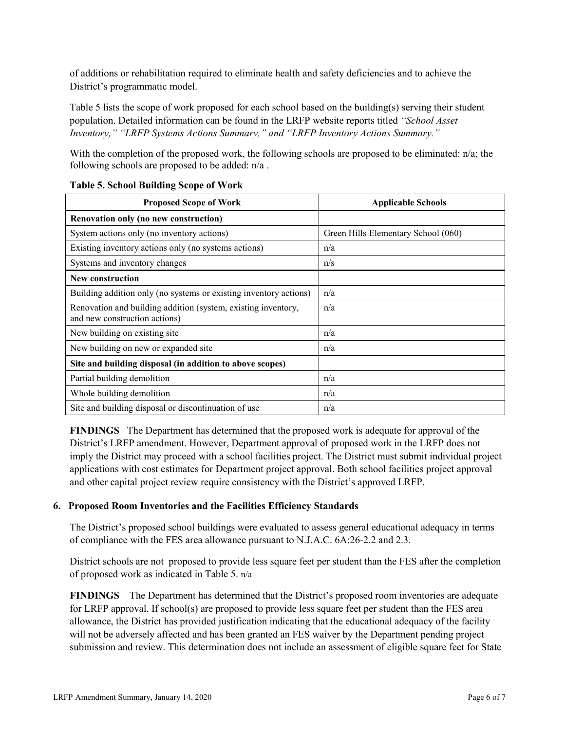of additions or rehabilitation required to eliminate health and safety deficiencies and to achieve the District's programmatic model.

Table 5 lists the scope of work proposed for each school based on the building(s) serving their student population. Detailed information can be found in the LRFP website reports titled *"School Asset Inventory," "LRFP Systems Actions Summary," and "LRFP Inventory Actions Summary."*

With the completion of the proposed work, the following schools are proposed to be eliminated: n/a; the following schools are proposed to be added: n/a .

**Table 5. School Building Scope of Work**

| Proposed Scope of Work | Applicable Schools |
|---|---|
| **Renovation only (no new construction)** | |
| System actions only (no inventory actions) | Green Hills Elementary School (060) |
| Existing inventory actions only (no systems actions) | n/a |
| Systems and inventory changes | n/s |
| **New construction** | |
| Building addition only (no systems or existing inventory actions) | n/a |
| Renovation and building addition (system, existing inventory, and new construction actions) | n/a |
| New building on existing site | n/a |
| New building on new or expanded site | n/a |
| **Site and building disposal (in addition to above scopes)** | |
| Partial building demolition | n/a |
| Whole building demolition | n/a |
| Site and building disposal or discontinuation of use | n/a |

**FINDINGS** The Department has determined that the proposed work is adequate for approval of the District's LRFP amendment. However, Department approval of proposed work in the LRFP does not imply the District may proceed with a school facilities project. The District must submit individual project applications with cost estimates for Department project approval. Both school facilities project approval and other capital project review require consistency with the District's approved LRFP.

### 6. Proposed Room Inventories and the Facilities Efficiency Standards

The District's proposed school buildings were evaluated to assess general educational adequacy in terms of compliance with the FES area allowance pursuant to N.J.A.C. 6A:26-2.2 and 2.3.

District schools are not proposed to provide less square feet per student than the FES after the completion of proposed work as indicated in Table 5. n/a

**FINDINGS** The Department has determined that the District's proposed room inventories are adequate for LRFP approval. If school(s) are proposed to provide less square feet per student than the FES area allowance, the District has provided justification indicating that the educational adequacy of the facility will not be adversely affected and has been granted an FES waiver by the Department pending project submission and review. This determination does not include an assessment of eligible square feet for State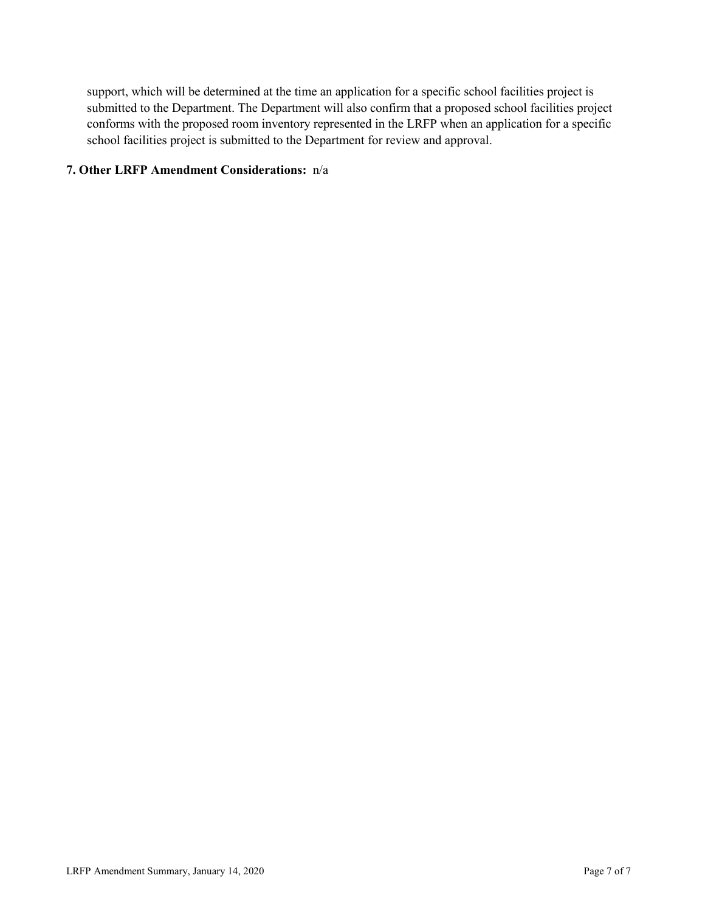support, which will be determined at the time an application for a specific school facilities project is submitted to the Department. The Department will also confirm that a proposed school facilities project conforms with the proposed room inventory represented in the LRFP when an application for a specific school facilities project is submitted to the Department for review and approval.

**7. Other LRFP Amendment Considerations:** n/a